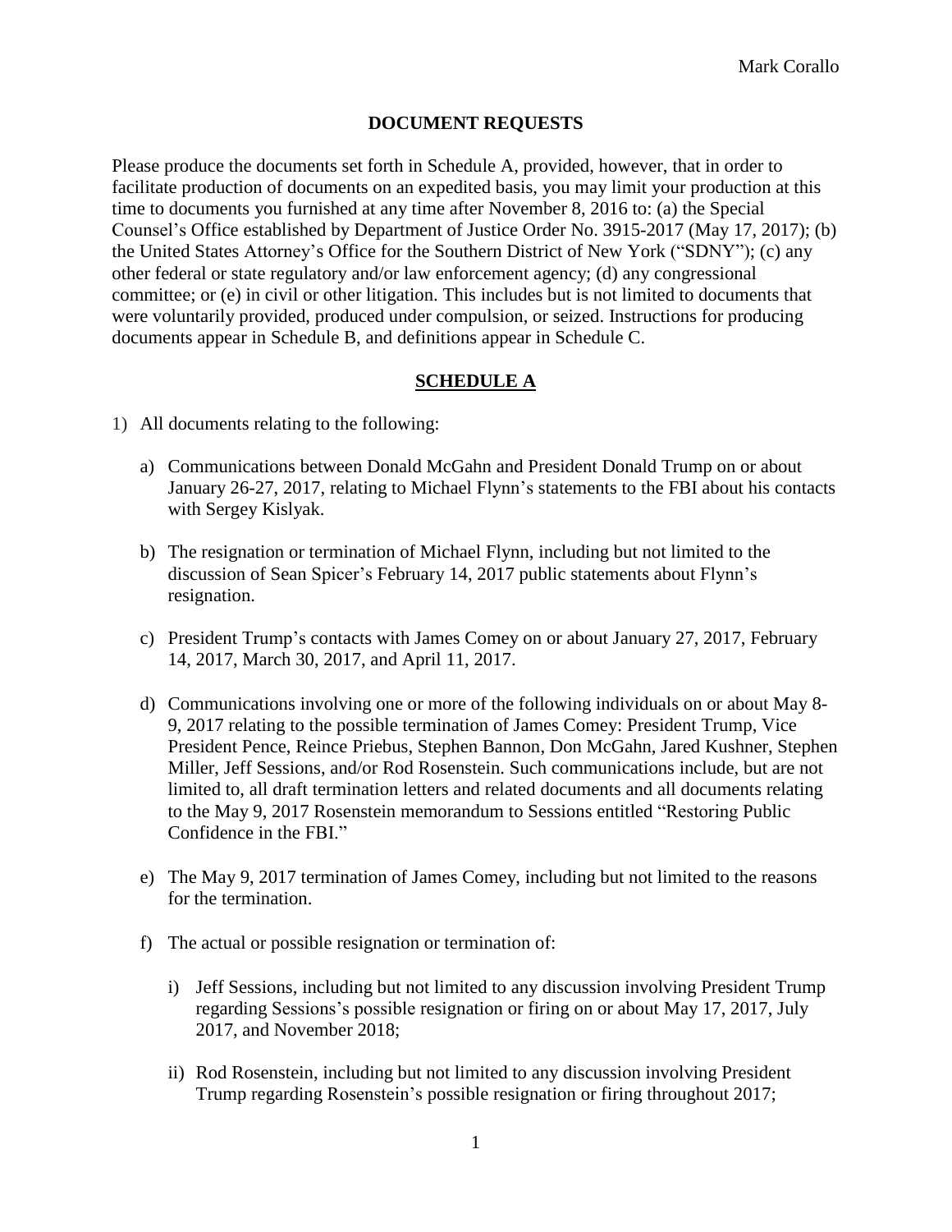## DOCUMENT REQUESTS

Please produce the documents set forth in Schedule A, provided, however, that in order to facilitate production of documents on an expedited basis, you may limit your production at this time to documents you furnished at any time after November 8, 2016 to: (a) the Special Counsel's Office established by Department of Justice Order No. 3915-2017 (May 17, 2017); (b) the United States Attorney's Office for the Southern District of New York ("SDNY"); (c) any other federal or state regulatory and/or law enforcement agency; (d) any congressional committee; or (e) in civil or other litigation. This includes but is not limited to documents that were voluntarily provided, produced under compulsion, or seized. Instructions for producing documents appear in Schedule B, and definitions appear in Schedule C.

## SCHEDULE A

1) All documents relating to the following:

   a) Communications between Donald McGahn and President Donald Trump on or about January 26-27, 2017, relating to Michael Flynn's statements to the FBI about his contacts with Sergey Kislyak.

   b) The resignation or termination of Michael Flynn, including but not limited to the discussion of Sean Spicer's February 14, 2017 public statements about Flynn's resignation.

   c) President Trump's contacts with James Comey on or about January 27, 2017, February 14, 2017, March 30, 2017, and April 11, 2017.

   d) Communications involving one or more of the following individuals on or about May 8-9, 2017 relating to the possible termination of James Comey: President Trump, Vice President Pence, Reince Priebus, Stephen Bannon, Don McGahn, Jared Kushner, Stephen Miller, Jeff Sessions, and/or Rod Rosenstein. Such communications include, but are not limited to, all draft termination letters and related documents and all documents relating to the May 9, 2017 Rosenstein memorandum to Sessions entitled "Restoring Public Confidence in the FBI."

   e) The May 9, 2017 termination of James Comey, including but not limited to the reasons for the termination.

   f) The actual or possible resignation or termination of:

      i) Jeff Sessions, including but not limited to any discussion involving President Trump regarding Sessions's possible resignation or firing on or about May 17, 2017, July 2017, and November 2018;

      ii) Rod Rosenstein, including but not limited to any discussion involving President Trump regarding Rosenstein's possible resignation or firing throughout 2017;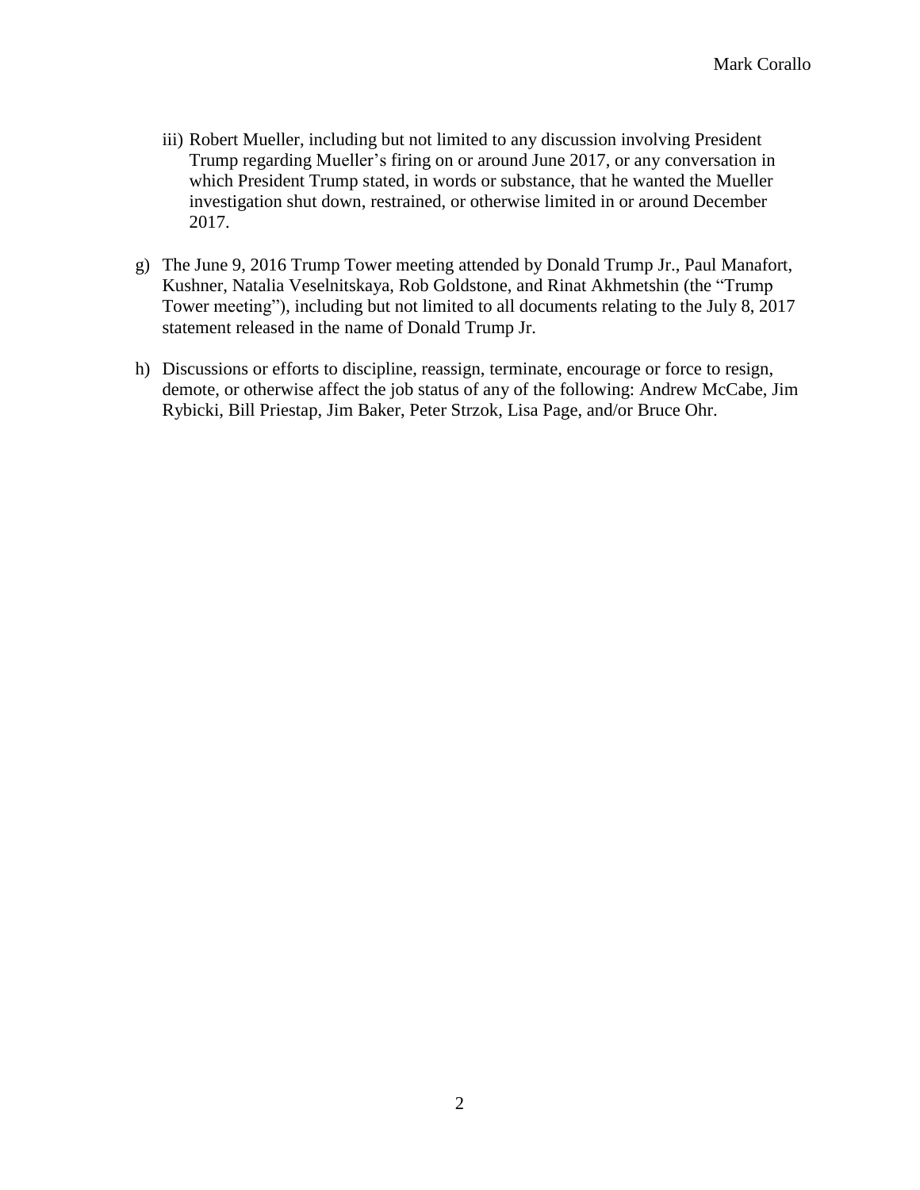iii) Robert Mueller, including but not limited to any discussion involving President Trump regarding Mueller's firing on or around June 2017, or any conversation in which President Trump stated, in words or substance, that he wanted the Mueller investigation shut down, restrained, or otherwise limited in or around December 2017.

g) The June 9, 2016 Trump Tower meeting attended by Donald Trump Jr., Paul Manafort, Kushner, Natalia Veselnitskaya, Rob Goldstone, and Rinat Akhmetshin (the "Trump Tower meeting"), including but not limited to all documents relating to the July 8, 2017 statement released in the name of Donald Trump Jr.

h) Discussions or efforts to discipline, reassign, terminate, encourage or force to resign, demote, or otherwise affect the job status of any of the following: Andrew McCabe, Jim Rybicki, Bill Priestap, Jim Baker, Peter Strzok, Lisa Page, and/or Bruce Ohr.